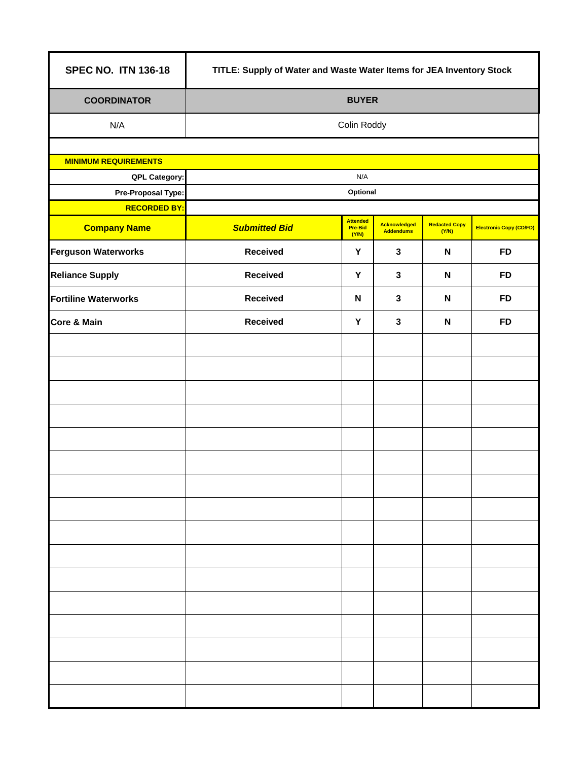| SPEC NO. ITN 136-18 | TITLE: Supply of Water and Waste Water Items for JEA Inventory Stock |
| --- | --- |
| **COORDINATOR** | **BUYER** |
| N/A | Colin Roddy |

| **MINIMUM REQUIREMENTS** | |
| --- | --- |
| **QPL Category:** | N/A |
| **Pre-Proposal Type:** | **Optional** |
| **RECORDED BY:** | |

| Company Name | *Submitted Bid* | Attended Pre-Bid (Y/N) | Acknowledged Addendums | Redacted Copy (Y/N) | Electronic Copy (CD/FD) |
| --- | --- | --- | --- | --- | --- |
| **Ferguson Waterworks** | **Received** | **Y** | **3** | **N** | **FD** |
| **Reliance Supply** | **Received** | **Y** | **3** | **N** | **FD** |
| **Fortiline Waterworks** | **Received** | **N** | **3** | **N** | **FD** |
| **Core & Main** | **Received** | **Y** | **3** | **N** | **FD** |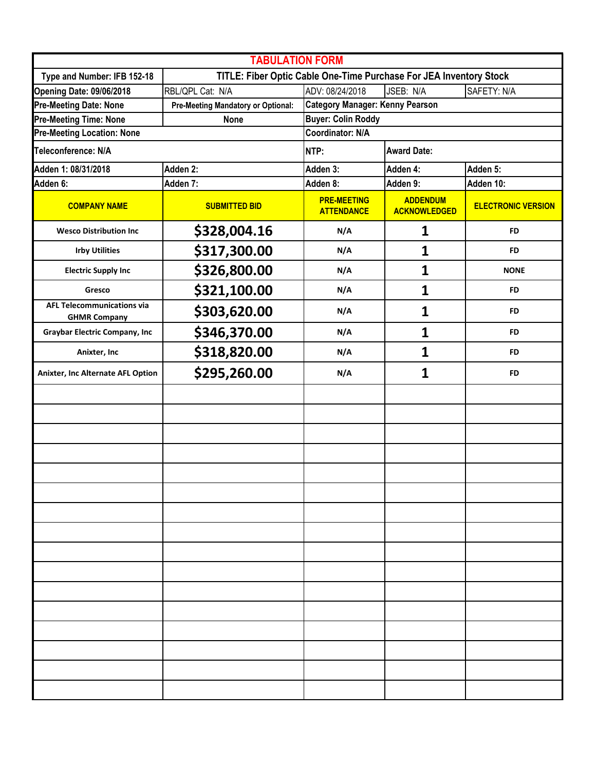| TABULATION FORM | | | | |
|---|---|---|---|---|
| Type and Number: IFB 152-18 | TITLE: Fiber Optic Cable One-Time Purchase For JEA Inventory Stock | | | |
| Opening Date: 09/06/2018 | RBL/QPL Cat: N/A | ADV: 08/24/2018 | JSEB: N/A | SAFETY: N/A |
| Pre-Meeting Date: None | Pre-Meeting Mandatory or Optional: | Category Manager: Kenny Pearson | | |
| Pre-Meeting Time: None | None | Buyer: Colin Roddy | | |
| Pre-Meeting Location: None | | Coordinator: N/A | | |
| Teleconference: N/A | | NTP: | Award Date: | |
| Adden 1: 08/31/2018 | Adden 2: | Adden 3: | Adden 4: | Adden 5: |
| Adden 6: | Adden 7: | Adden 8: | Adden 9: | Adden 10: |
| **COMPANY NAME** | **SUBMITTED BID** | **PRE-MEETING ATTENDANCE** | **ADDENDUM ACKNOWLEDGED** | **ELECTRONIC VERSION** |
| Wesco Distribution Inc | $328,004.16 | N/A | 1 | FD |
| Irby Utilities | $317,300.00 | N/A | 1 | FD |
| Electric Supply Inc | $326,800.00 | N/A | 1 | NONE |
| Gresco | $321,100.00 | N/A | 1 | FD |
| AFL Telecommunications via GHMR Company | $303,620.00 | N/A | 1 | FD |
| Graybar Electric Company, Inc | $346,370.00 | N/A | 1 | FD |
| Anixter, Inc | $318,820.00 | N/A | 1 | FD |
| Anixter, Inc Alternate AFL Option | $295,260.00 | N/A | 1 | FD |